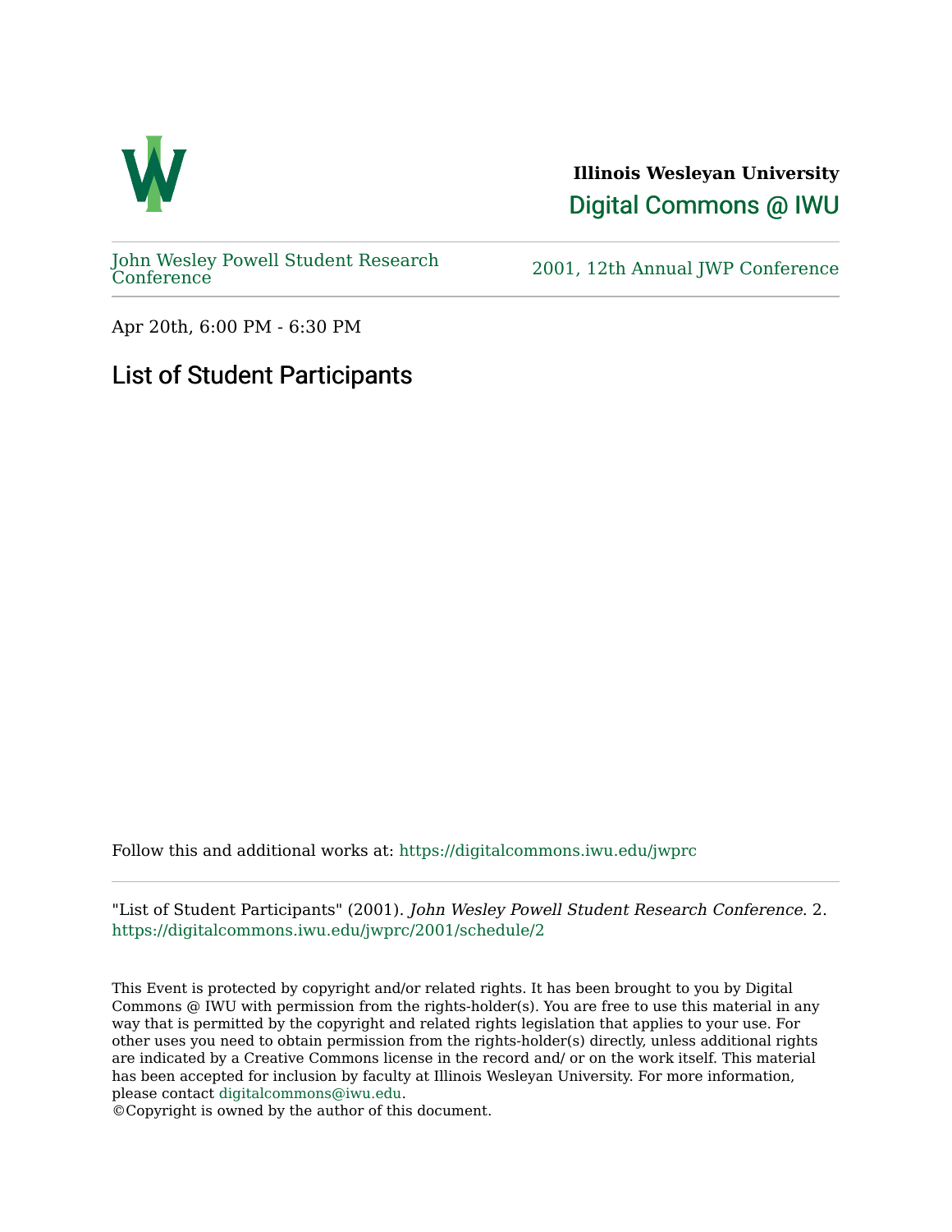**Illinois Wesleyan University**

Digital Commons @ IWU

John Wesley Powell Student Research Conference

2001, 12th Annual JWP Conference

Apr 20th, 6:00 PM - 6:30 PM

# List of Student Participants

Follow this and additional works at: https://digitalcommons.iwu.edu/jwprc

"List of Student Participants" (2001). *John Wesley Powell Student Research Conference*. 2.
https://digitalcommons.iwu.edu/jwprc/2001/schedule/2

This Event is protected by copyright and/or related rights. It has been brought to you by Digital Commons @ IWU with permission from the rights-holder(s). You are free to use this material in any way that is permitted by the copyright and related rights legislation that applies to your use. For other uses you need to obtain permission from the rights-holder(s) directly, unless additional rights are indicated by a Creative Commons license in the record and/ or on the work itself. This material has been accepted for inclusion by faculty at Illinois Wesleyan University. For more information, please contact digitalcommons@iwu.edu.
©Copyright is owned by the author of this document.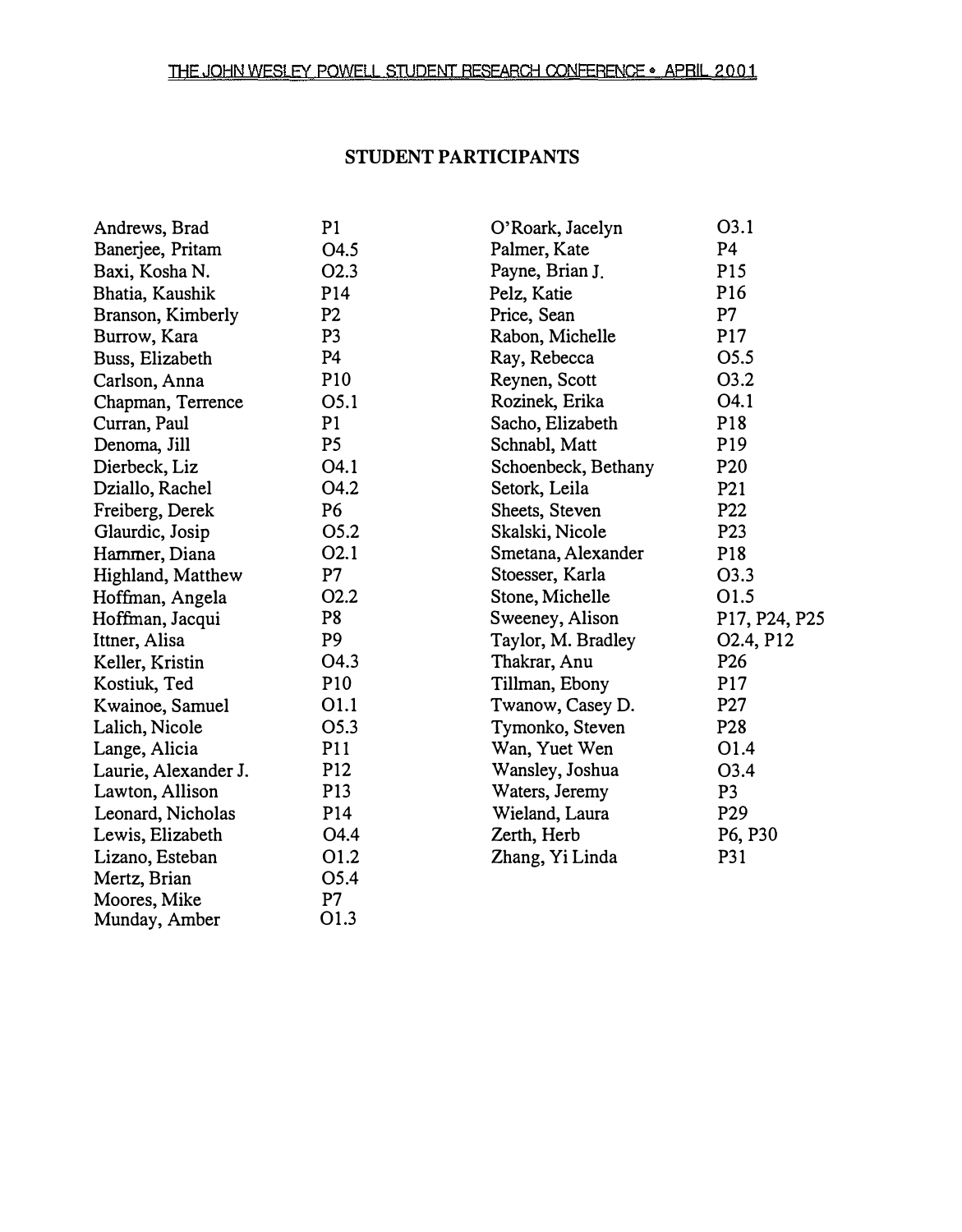## STUDENT PARTICIPANTS

| | |
|---|---|
| Andrews, Brad | P1 |
| Banerjee, Pritam | O4.5 |
| Baxi, Kosha N. | O2.3 |
| Bhatia, Kaushik | P14 |
| Branson, Kimberly | P2 |
| Burrow, Kara | P3 |
| Buss, Elizabeth | P4 |
| Carlson, Anna | P10 |
| Chapman, Terrence | O5.1 |
| Curran, Paul | P1 |
| Denoma, Jill | P5 |
| Dierbeck, Liz | O4.1 |
| Dziallo, Rachel | O4.2 |
| Freiberg, Derek | P6 |
| Glaurdic, Josip | O5.2 |
| Hammer, Diana | O2.1 |
| Highland, Matthew | P7 |
| Hoffman, Angela | O2.2 |
| Hoffman, Jacqui | P8 |
| Ittner, Alisa | P9 |
| Keller, Kristin | O4.3 |
| Kostiuk, Ted | P10 |
| Kwainoe, Samuel | O1.1 |
| Lalich, Nicole | O5.3 |
| Lange, Alicia | P11 |
| Laurie, Alexander J. | P12 |
| Lawton, Allison | P13 |
| Leonard, Nicholas | P14 |
| Lewis, Elizabeth | O4.4 |
| Lizano, Esteban | O1.2 |
| Mertz, Brian | O5.4 |
| Moores, Mike | P7 |
| Munday, Amber | O1.3 |
| O'Roark, Jacelyn | O3.1 |
| Palmer, Kate | P4 |
| Payne, Brian J. | P15 |
| Pelz, Katie | P16 |
| Price, Sean | P7 |
| Rabon, Michelle | P17 |
| Ray, Rebecca | O5.5 |
| Reynen, Scott | O3.2 |
| Rozinek, Erika | O4.1 |
| Sacho, Elizabeth | P18 |
| Schnabl, Matt | P19 |
| Schoenbeck, Bethany | P20 |
| Setork, Leila | P21 |
| Sheets, Steven | P22 |
| Skalski, Nicole | P23 |
| Smetana, Alexander | P18 |
| Stoesser, Karla | O3.3 |
| Stone, Michelle | O1.5 |
| Sweeney, Alison | P17, P24, P25 |
| Taylor, M. Bradley | O2.4, P12 |
| Thakrar, Anu | P26 |
| Tillman, Ebony | P17 |
| Twanow, Casey D. | P27 |
| Tymonko, Steven | P28 |
| Wan, Yuet Wen | O1.4 |
| Wansley, Joshua | O3.4 |
| Waters, Jeremy | P3 |
| Wieland, Laura | P29 |
| Zerth, Herb | P6, P30 |
| Zhang, Yi Linda | P31 |